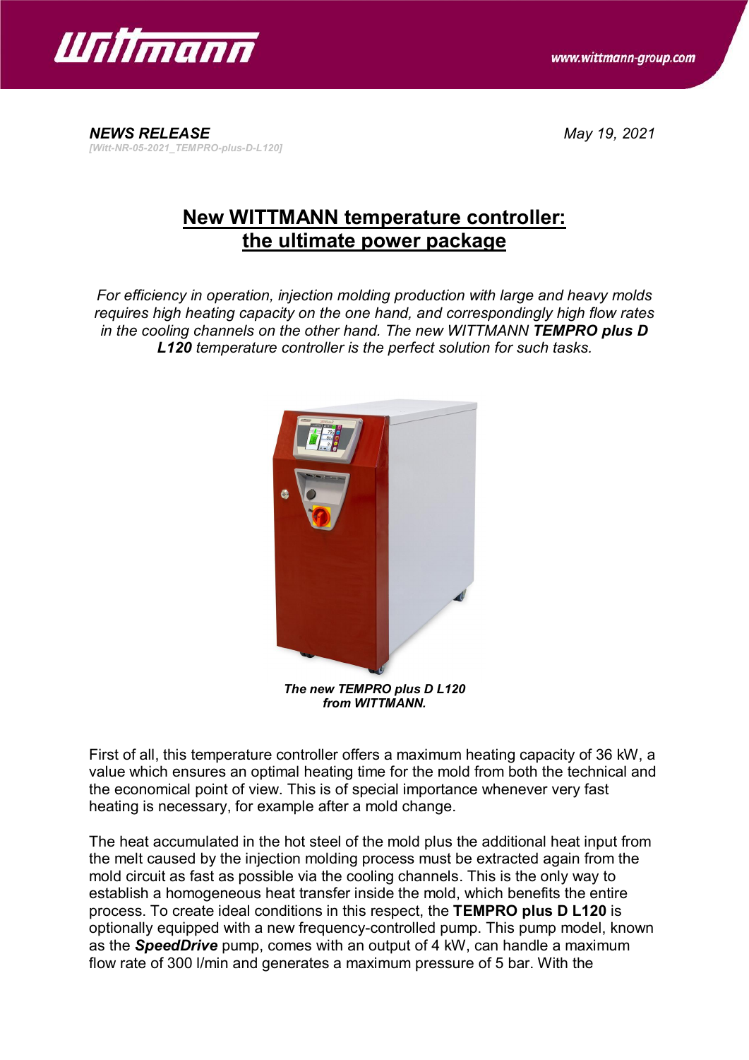***NEWS RELEASE***
*[Witt-NR-05-2021_TEMPRO-plus-D-L120]*

*May 19, 2021*

# New WITTMANN temperature controller: the ultimate power package

*For efficiency in operation, injection molding production with large and heavy molds requires high heating capacity on the one hand, and correspondingly high flow rates in the cooling channels on the other hand. The new WITTMANN* ***TEMPRO plus D L120*** *temperature controller is the perfect solution for such tasks.*

***The new TEMPRO plus D L120 from WITTMANN.***

First of all, this temperature controller offers a maximum heating capacity of 36 kW, a value which ensures an optimal heating time for the mold from both the technical and the economical point of view. This is of special importance whenever very fast heating is necessary, for example after a mold change.

The heat accumulated in the hot steel of the mold plus the additional heat input from the melt caused by the injection molding process must be extracted again from the mold circuit as fast as possible via the cooling channels. This is the only way to establish a homogeneous heat transfer inside the mold, which benefits the entire process. To create ideal conditions in this respect, the **TEMPRO plus D L120** is optionally equipped with a new frequency-controlled pump. This pump model, known as the ***SpeedDrive*** pump, comes with an output of 4 kW, can handle a maximum flow rate of 300 l/min and generates a maximum pressure of 5 bar. With the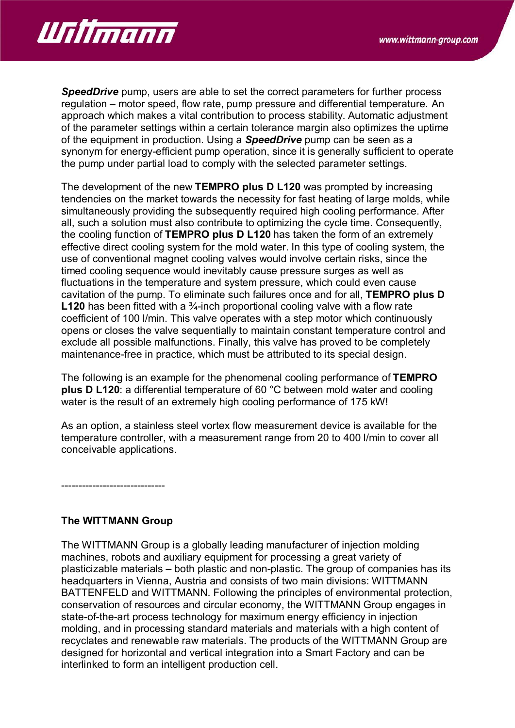***SpeedDrive*** pump, users are able to set the correct parameters for further process regulation – motor speed, flow rate, pump pressure and differential temperature. An approach which makes a vital contribution to process stability. Automatic adjustment of the parameter settings within a certain tolerance margin also optimizes the uptime of the equipment in production. Using a ***SpeedDrive*** pump can be seen as a synonym for energy-efficient pump operation, since it is generally sufficient to operate the pump under partial load to comply with the selected parameter settings.

The development of the new **TEMPRO plus D L120** was prompted by increasing tendencies on the market towards the necessity for fast heating of large molds, while simultaneously providing the subsequently required high cooling performance. After all, such a solution must also contribute to optimizing the cycle time. Consequently, the cooling function of **TEMPRO plus D L120** has taken the form of an extremely effective direct cooling system for the mold water. In this type of cooling system, the use of conventional magnet cooling valves would involve certain risks, since the timed cooling sequence would inevitably cause pressure surges as well as fluctuations in the temperature and system pressure, which could even cause cavitation of the pump. To eliminate such failures once and for all, **TEMPRO plus D L120** has been fitted with a ¾-inch proportional cooling valve with a flow rate coefficient of 100 l/min. This valve operates with a step motor which continuously opens or closes the valve sequentially to maintain constant temperature control and exclude all possible malfunctions. Finally, this valve has proved to be completely maintenance-free in practice, which must be attributed to its special design.

The following is an example for the phenomenal cooling performance of **TEMPRO plus D L120**: a differential temperature of 60 °C between mold water and cooling water is the result of an extremely high cooling performance of 175 kW!

As an option, a stainless steel vortex flow measurement device is available for the temperature controller, with a measurement range from 20 to 400 l/min to cover all conceivable applications.

------------------------------

**The WITTMANN Group**

The WITTMANN Group is a globally leading manufacturer of injection molding machines, robots and auxiliary equipment for processing a great variety of plasticizable materials – both plastic and non-plastic. The group of companies has its headquarters in Vienna, Austria and consists of two main divisions: WITTMANN BATTENFELD and WITTMANN. Following the principles of environmental protection, conservation of resources and circular economy, the WITTMANN Group engages in state-of-the-art process technology for maximum energy efficiency in injection molding, and in processing standard materials and materials with a high content of recyclates and renewable raw materials. The products of the WITTMANN Group are designed for horizontal and vertical integration into a Smart Factory and can be interlinked to form an intelligent production cell.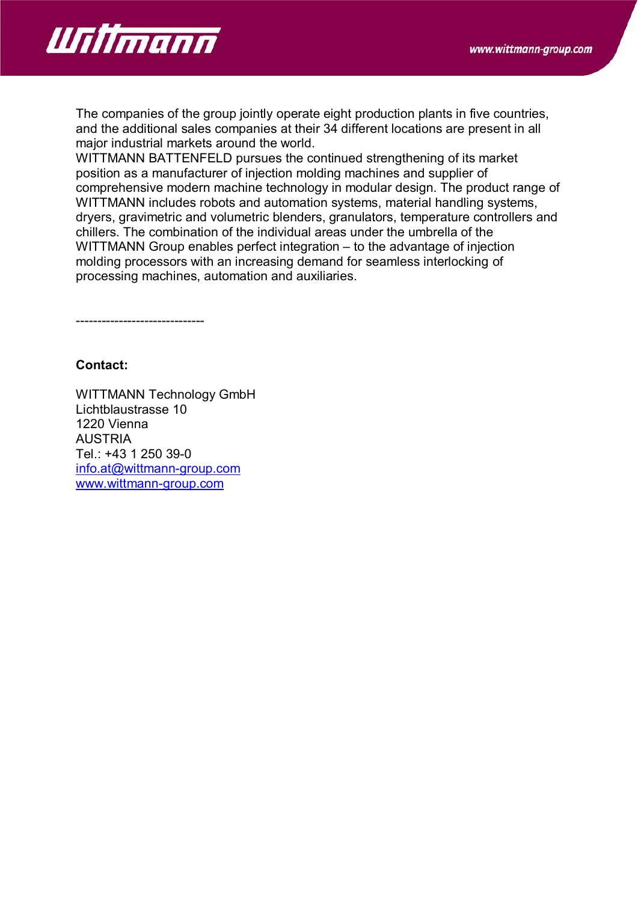The companies of the group jointly operate eight production plants in five countries, and the additional sales companies at their 34 different locations are present in all major industrial markets around the world.
WITTMANN BATTENFELD pursues the continued strengthening of its market position as a manufacturer of injection molding machines and supplier of comprehensive modern machine technology in modular design. The product range of WITTMANN includes robots and automation systems, material handling systems, dryers, gravimetric and volumetric blenders, granulators, temperature controllers and chillers. The combination of the individual areas under the umbrella of the WITTMANN Group enables perfect integration – to the advantage of injection molding processors with an increasing demand for seamless interlocking of processing machines, automation and auxiliaries.

------------------------------

**Contact:**

WITTMANN Technology GmbH
Lichtblaustrasse 10
1220 Vienna
AUSTRIA
Tel.: +43 1 250 39-0
info.at@wittmann-group.com
www.wittmann-group.com